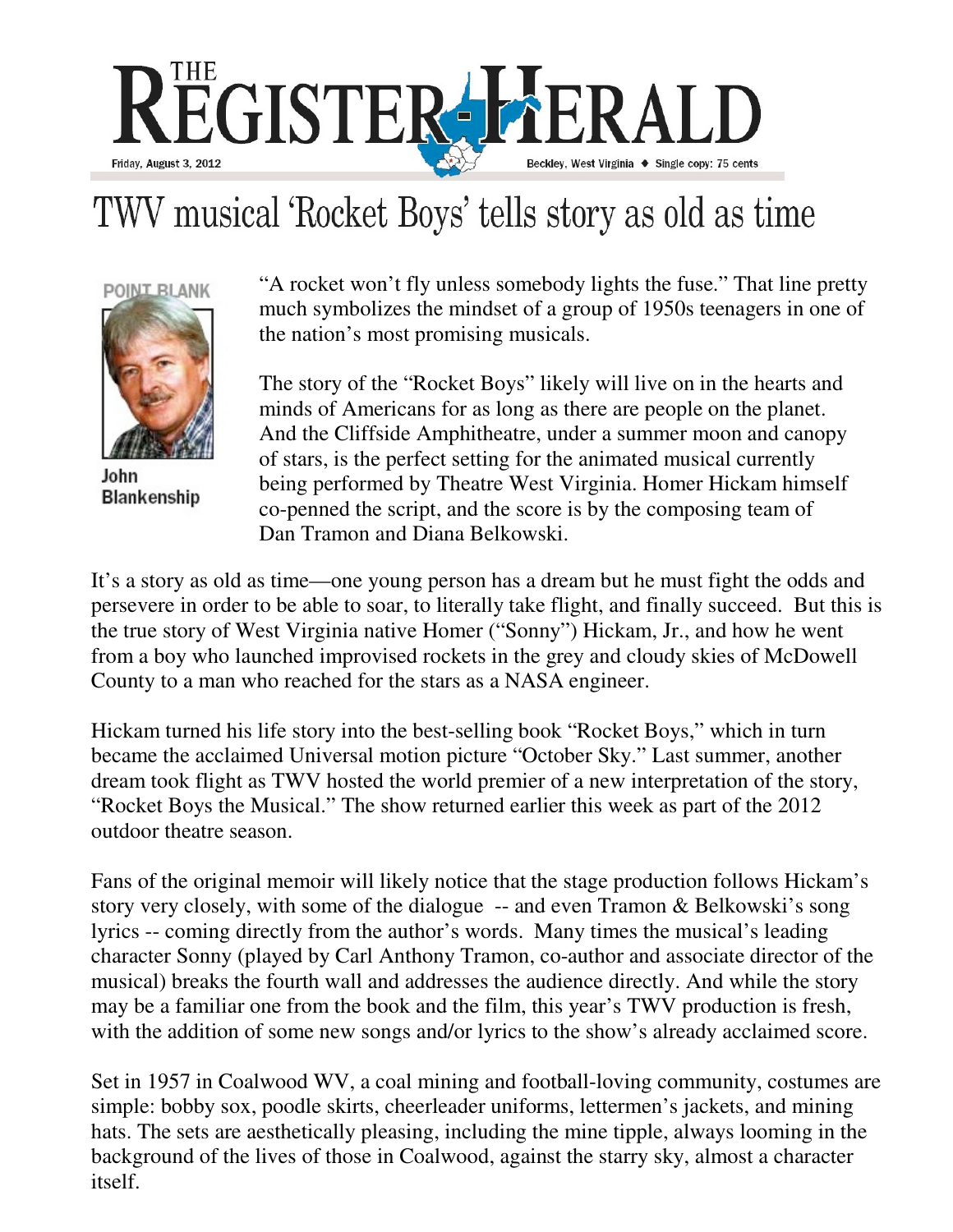# THE REGISTER-HERALD

Friday, August 3, 2012 | Beckley, West Virginia ◆ Single copy: 75 cents

# TWV musical 'Rocket Boys' tells story as old as time

POINT BLANK

**John Blankenship**

"A rocket won't fly unless somebody lights the fuse." That line pretty much symbolizes the mindset of a group of 1950s teenagers in one of the nation's most promising musicals.

The story of the "Rocket Boys" likely will live on in the hearts and minds of Americans for as long as there are people on the planet. And the Cliffside Amphitheatre, under a summer moon and canopy of stars, is the perfect setting for the animated musical currently being performed by Theatre West Virginia. Homer Hickam himself co-penned the script, and the score is by the composing team of Dan Tramon and Diana Belkowski.

It's a story as old as time—one young person has a dream but he must fight the odds and persevere in order to be able to soar, to literally take flight, and finally succeed. But this is the true story of West Virginia native Homer ("Sonny") Hickam, Jr., and how he went from a boy who launched improvised rockets in the grey and cloudy skies of McDowell County to a man who reached for the stars as a NASA engineer.

Hickam turned his life story into the best-selling book "Rocket Boys," which in turn became the acclaimed Universal motion picture "October Sky." Last summer, another dream took flight as TWV hosted the world premier of a new interpretation of the story, "Rocket Boys the Musical." The show returned earlier this week as part of the 2012 outdoor theatre season.

Fans of the original memoir will likely notice that the stage production follows Hickam's story very closely, with some of the dialogue -- and even Tramon & Belkowski's song lyrics -- coming directly from the author's words. Many times the musical's leading character Sonny (played by Carl Anthony Tramon, co-author and associate director of the musical) breaks the fourth wall and addresses the audience directly. And while the story may be a familiar one from the book and the film, this year's TWV production is fresh, with the addition of some new songs and/or lyrics to the show's already acclaimed score.

Set in 1957 in Coalwood WV, a coal mining and football-loving community, costumes are simple: bobby sox, poodle skirts, cheerleader uniforms, lettermen's jackets, and mining hats. The sets are aesthetically pleasing, including the mine tipple, always looming in the background of the lives of those in Coalwood, against the starry sky, almost a character itself.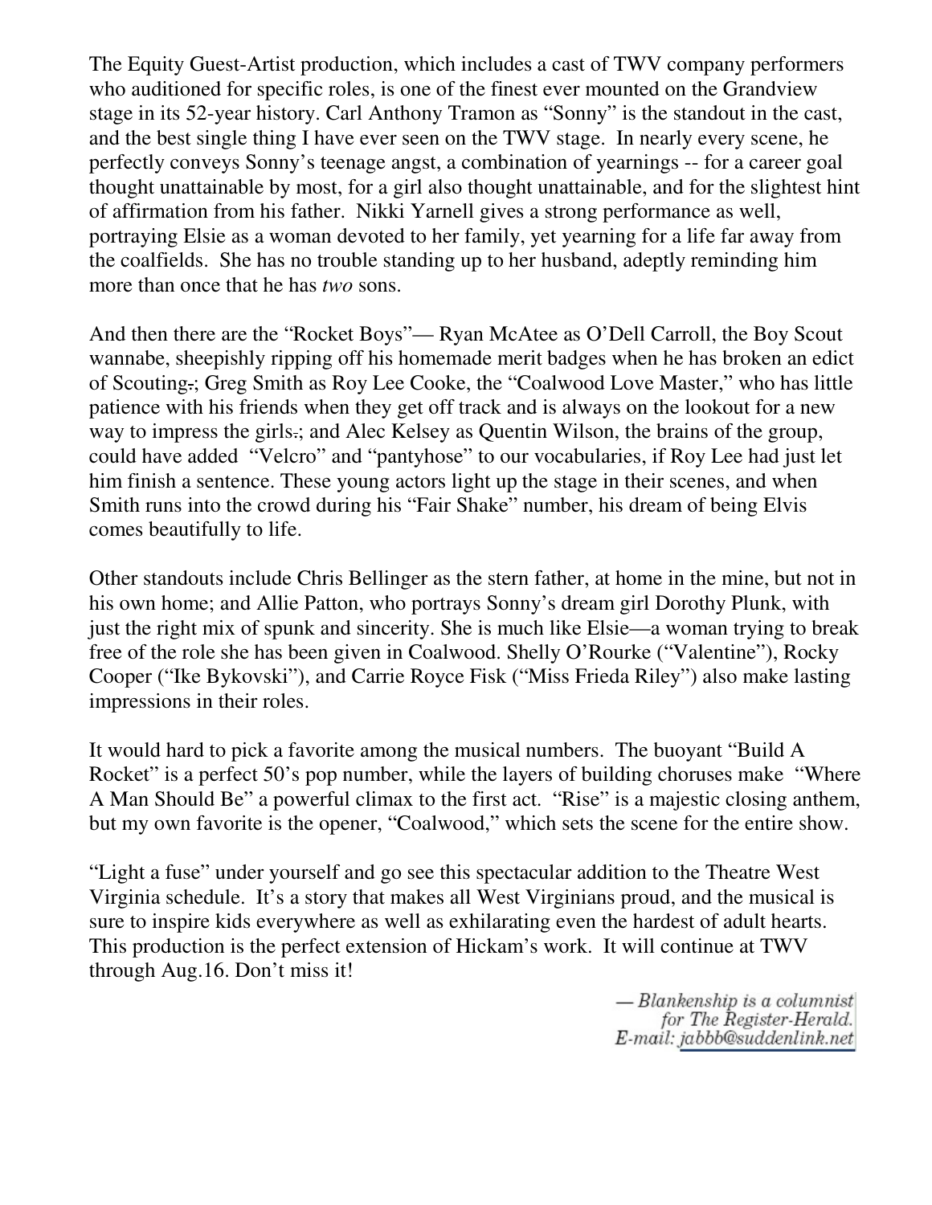The Equity Guest-Artist production, which includes a cast of TWV company performers who auditioned for specific roles, is one of the finest ever mounted on the Grandview stage in its 52-year history. Carl Anthony Tramon as "Sonny" is the standout in the cast, and the best single thing I have ever seen on the TWV stage. In nearly every scene, he perfectly conveys Sonny's teenage angst, a combination of yearnings -- for a career goal thought unattainable by most, for a girl also thought unattainable, and for the slightest hint of affirmation from his father. Nikki Yarnell gives a strong performance as well, portraying Elsie as a woman devoted to her family, yet yearning for a life far away from the coalfields. She has no trouble standing up to her husband, adeptly reminding him more than once that he has *two* sons.

And then there are the "Rocket Boys"— Ryan McAtee as O'Dell Carroll, the Boy Scout wannabe, sheepishly ripping off his homemade merit badges when he has broken an edict of Scouting~~.~~; Greg Smith as Roy Lee Cooke, the "Coalwood Love Master," who has little patience with his friends when they get off track and is always on the lookout for a new way to impress the girls~~.~~; and Alec Kelsey as Quentin Wilson, the brains of the group, could have added "Velcro" and "pantyhose" to our vocabularies, if Roy Lee had just let him finish a sentence. These young actors light up the stage in their scenes, and when Smith runs into the crowd during his "Fair Shake" number, his dream of being Elvis comes beautifully to life.

Other standouts include Chris Bellinger as the stern father, at home in the mine, but not in his own home; and Allie Patton, who portrays Sonny's dream girl Dorothy Plunk, with just the right mix of spunk and sincerity. She is much like Elsie—a woman trying to break free of the role she has been given in Coalwood. Shelly O'Rourke ("Valentine"), Rocky Cooper ("Ike Bykovski"), and Carrie Royce Fisk ("Miss Frieda Riley") also make lasting impressions in their roles.

It would hard to pick a favorite among the musical numbers. The buoyant "Build A Rocket" is a perfect 50's pop number, while the layers of building choruses make "Where A Man Should Be" a powerful climax to the first act. "Rise" is a majestic closing anthem, but my own favorite is the opener, "Coalwood," which sets the scene for the entire show.

"Light a fuse" under yourself and go see this spectacular addition to the Theatre West Virginia schedule. It's a story that makes all West Virginians proud, and the musical is sure to inspire kids everywhere as well as exhilarating even the hardest of adult hearts. This production is the perfect extension of Hickam's work. It will continue at TWV through Aug.16. Don't miss it!

*— Blankenship is a columnist for The Register-Herald.*
*E-mail: jabbb@suddenlink.net*